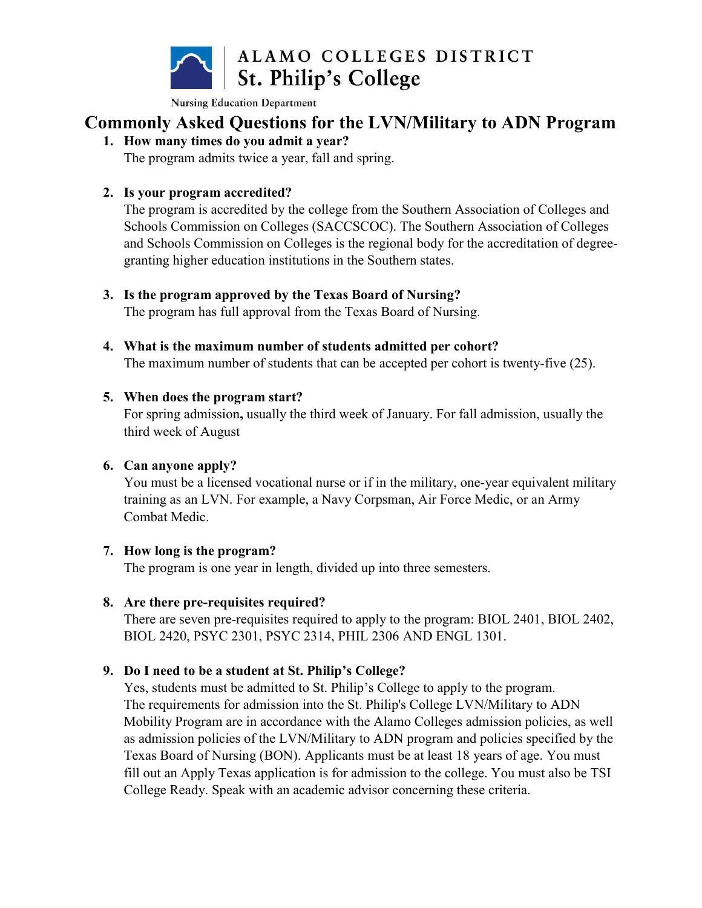ALAMO COLLEGES DISTRICT
St. Philip's College

Nursing Education Department

# Commonly Asked Questions for the LVN/Military to ADN Program

1. **How many times do you admit a year?**
   The program admits twice a year, fall and spring.

2. **Is your program accredited?**
   The program is accredited by the college from the Southern Association of Colleges and Schools Commission on Colleges (SACCSCOC). The Southern Association of Colleges and Schools Commission on Colleges is the regional body for the accreditation of degree-granting higher education institutions in the Southern states.

3. **Is the program approved by the Texas Board of Nursing?**
   The program has full approval from the Texas Board of Nursing.

4. **What is the maximum number of students admitted per cohort?**
   The maximum number of students that can be accepted per cohort is twenty-five (25).

5. **When does the program start?**
   For spring admission**,** usually the third week of January. For fall admission, usually the third week of August

6. **Can anyone apply?**
   You must be a licensed vocational nurse or if in the military, one-year equivalent military training as an LVN. For example, a Navy Corpsman, Air Force Medic, or an Army Combat Medic.

7. **How long is the program?**
   The program is one year in length, divided up into three semesters.

8. **Are there pre-requisites required?**
   There are seven pre-requisites required to apply to the program: BIOL 2401, BIOL 2402, BIOL 2420, PSYC 2301, PSYC 2314, PHIL 2306 AND ENGL 1301.

9. **Do I need to be a student at St. Philip's College?**
   Yes, students must be admitted to St. Philip's College to apply to the program. The requirements for admission into the St. Philip's College LVN/Military to ADN Mobility Program are in accordance with the Alamo Colleges admission policies, as well as admission policies of the LVN/Military to ADN program and policies specified by the Texas Board of Nursing (BON). Applicants must be at least 18 years of age. You must fill out an Apply Texas application is for admission to the college. You must also be TSI College Ready. Speak with an academic advisor concerning these criteria.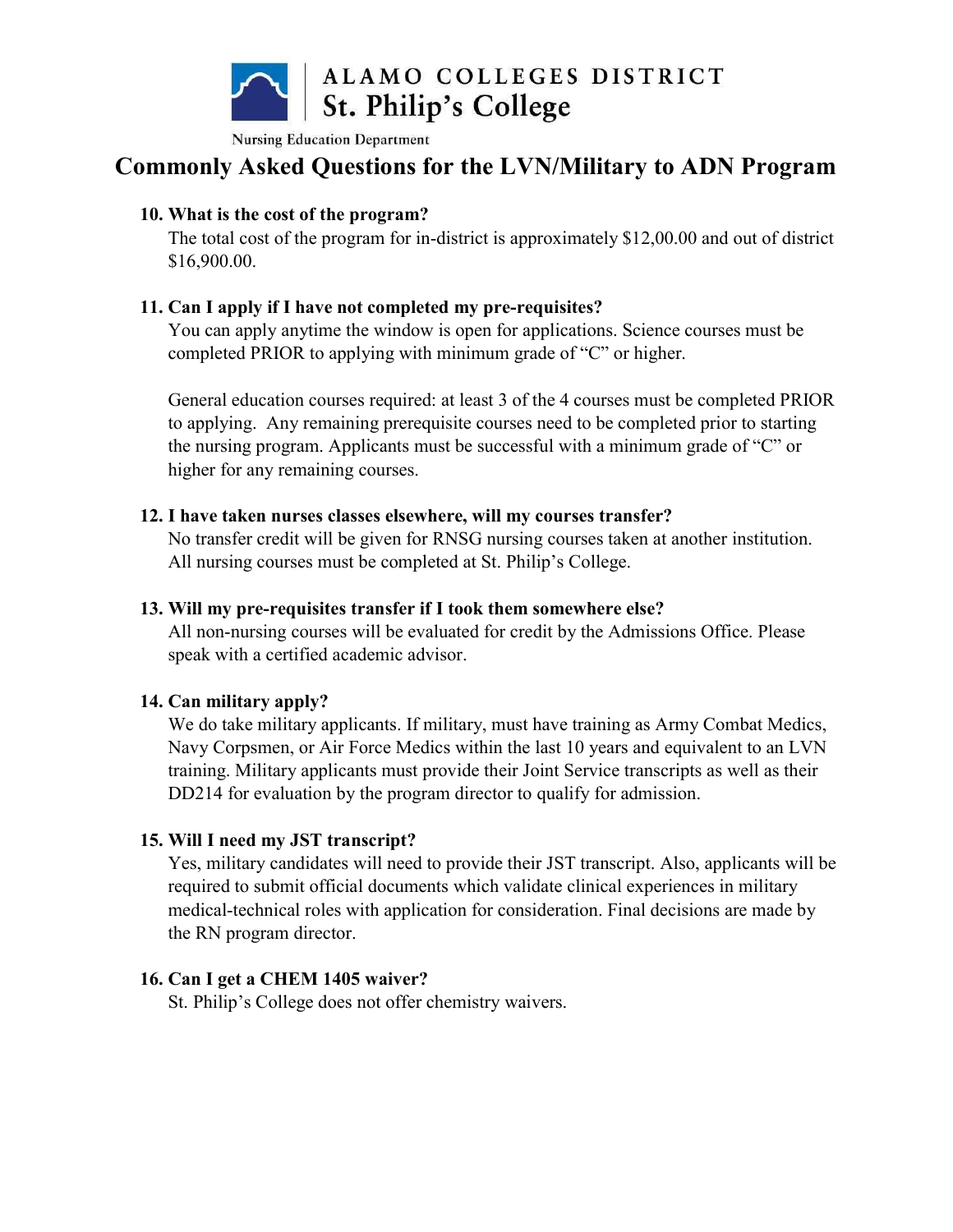ALAMO COLLEGES DISTRICT
St. Philip's College

Nursing Education Department

# Commonly Asked Questions for the LVN/Military to ADN Program

**10. What is the cost of the program?**

The total cost of the program for in-district is approximately $12,00.00 and out of district $16,900.00.

**11. Can I apply if I have not completed my pre-requisites?**

You can apply anytime the window is open for applications. Science courses must be completed PRIOR to applying with minimum grade of "C" or higher.

General education courses required: at least 3 of the 4 courses must be completed PRIOR to applying. Any remaining prerequisite courses need to be completed prior to starting the nursing program. Applicants must be successful with a minimum grade of "C" or higher for any remaining courses.

**12. I have taken nurses classes elsewhere, will my courses transfer?**

No transfer credit will be given for RNSG nursing courses taken at another institution. All nursing courses must be completed at St. Philip's College.

**13. Will my pre-requisites transfer if I took them somewhere else?**

All non-nursing courses will be evaluated for credit by the Admissions Office. Please speak with a certified academic advisor.

**14. Can military apply?**

We do take military applicants. If military, must have training as Army Combat Medics, Navy Corpsmen, or Air Force Medics within the last 10 years and equivalent to an LVN training. Military applicants must provide their Joint Service transcripts as well as their DD214 for evaluation by the program director to qualify for admission.

**15. Will I need my JST transcript?**

Yes, military candidates will need to provide their JST transcript. Also, applicants will be required to submit official documents which validate clinical experiences in military medical-technical roles with application for consideration. Final decisions are made by the RN program director.

**16. Can I get a CHEM 1405 waiver?**

St. Philip's College does not offer chemistry waivers.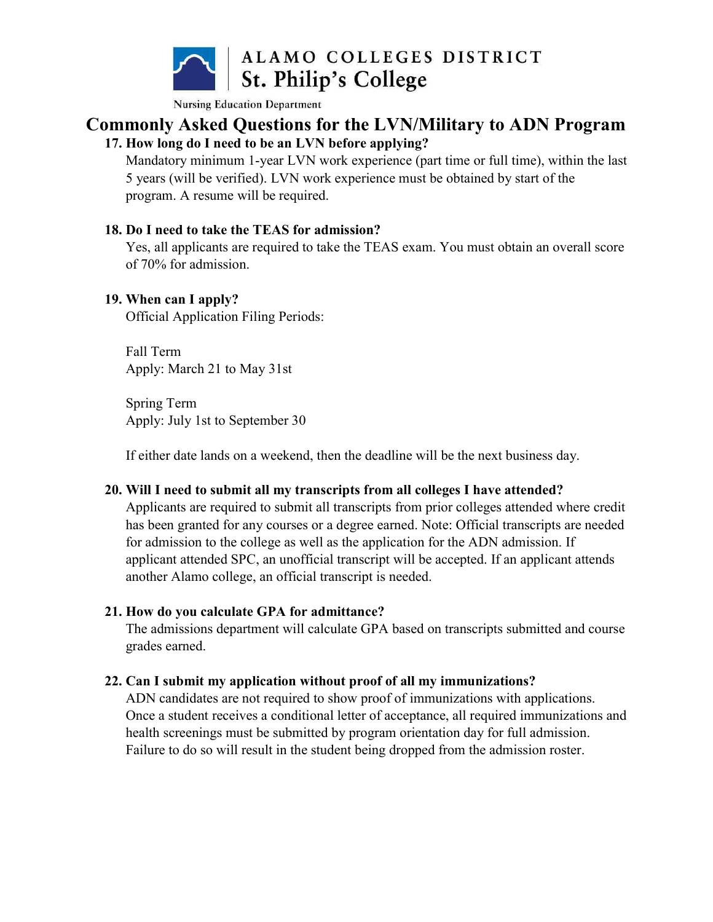ALAMO COLLEGES DISTRICT
St. Philip's College

Nursing Education Department

# Commonly Asked Questions for the LVN/Military to ADN Program

**17. How long do I need to be an LVN before applying?**

Mandatory minimum 1-year LVN work experience (part time or full time), within the last 5 years (will be verified). LVN work experience must be obtained by start of the program. A resume will be required.

**18. Do I need to take the TEAS for admission?**

Yes, all applicants are required to take the TEAS exam. You must obtain an overall score of 70% for admission.

**19. When can I apply?**

Official Application Filing Periods:

Fall Term
Apply: March 21 to May 31st

Spring Term
Apply: July 1st to September 30

If either date lands on a weekend, then the deadline will be the next business day.

**20. Will I need to submit all my transcripts from all colleges I have attended?**

Applicants are required to submit all transcripts from prior colleges attended where credit has been granted for any courses or a degree earned. Note: Official transcripts are needed for admission to the college as well as the application for the ADN admission. If applicant attended SPC, an unofficial transcript will be accepted. If an applicant attends another Alamo college, an official transcript is needed.

**21. How do you calculate GPA for admittance?**

The admissions department will calculate GPA based on transcripts submitted and course grades earned.

**22. Can I submit my application without proof of all my immunizations?**

ADN candidates are not required to show proof of immunizations with applications. Once a student receives a conditional letter of acceptance, all required immunizations and health screenings must be submitted by program orientation day for full admission. Failure to do so will result in the student being dropped from the admission roster.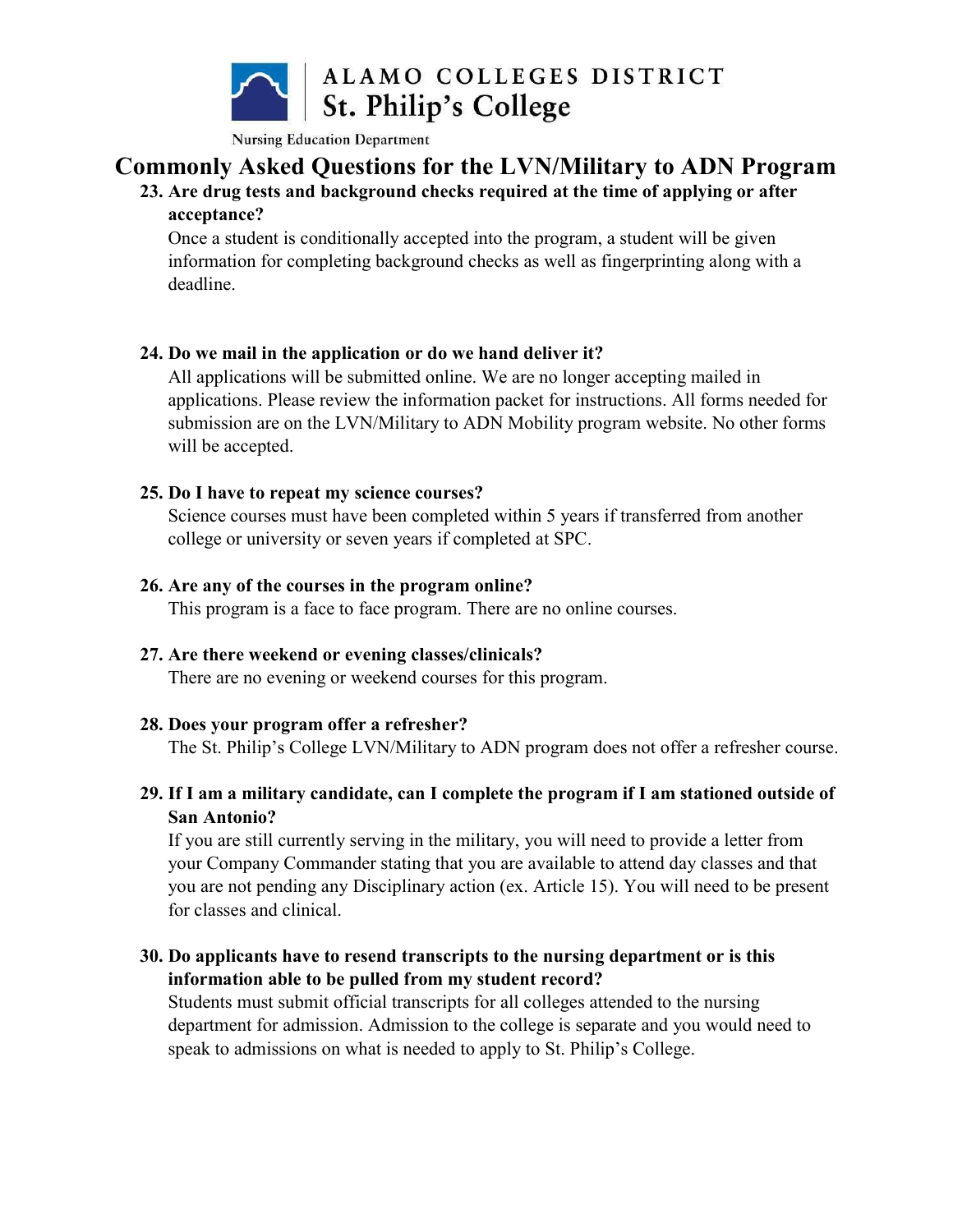ALAMO COLLEGES DISTRICT
St. Philip's College

Nursing Education Department

# Commonly Asked Questions for the LVN/Military to ADN Program

23. **Are drug tests and background checks required at the time of applying or after acceptance?**

    Once a student is conditionally accepted into the program, a student will be given information for completing background checks as well as fingerprinting along with a deadline.

24. **Do we mail in the application or do we hand deliver it?**

    All applications will be submitted online. We are no longer accepting mailed in applications. Please review the information packet for instructions. All forms needed for submission are on the LVN/Military to ADN Mobility program website. No other forms will be accepted.

25. **Do I have to repeat my science courses?**

    Science courses must have been completed within 5 years if transferred from another college or university or seven years if completed at SPC.

26. **Are any of the courses in the program online?**

    This program is a face to face program. There are no online courses.

27. **Are there weekend or evening classes/clinicals?**

    There are no evening or weekend courses for this program.

28. **Does your program offer a refresher?**

    The St. Philip's College LVN/Military to ADN program does not offer a refresher course.

29. **If I am a military candidate, can I complete the program if I am stationed outside of San Antonio?**

    If you are still currently serving in the military, you will need to provide a letter from your Company Commander stating that you are available to attend day classes and that you are not pending any Disciplinary action (ex. Article 15). You will need to be present for classes and clinical.

30. **Do applicants have to resend transcripts to the nursing department or is this information able to be pulled from my student record?**

    Students must submit official transcripts for all colleges attended to the nursing department for admission. Admission to the college is separate and you would need to speak to admissions on what is needed to apply to St. Philip's College.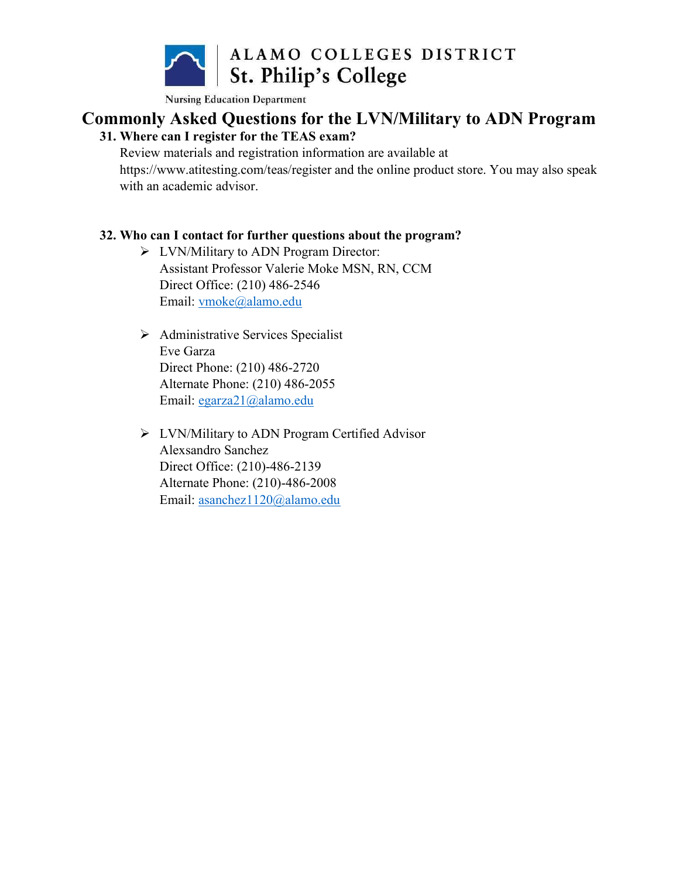ALAMO COLLEGES DISTRICT
St. Philip's College

Nursing Education Department

# Commonly Asked Questions for the LVN/Military to ADN Program

**31. Where can I register for the TEAS exam?**

Review materials and registration information are available at https://www.atitesting.com/teas/register and the online product store. You may also speak with an academic advisor.

**32. Who can I contact for further questions about the program?**

- LVN/Military to ADN Program Director:
  Assistant Professor Valerie Moke MSN, RN, CCM
  Direct Office: (210) 486-2546
  Email: vmoke@alamo.edu

- Administrative Services Specialist
  Eve Garza
  Direct Phone: (210) 486-2720
  Alternate Phone: (210) 486-2055
  Email: egarza21@alamo.edu

- LVN/Military to ADN Program Certified Advisor
  Alexsandro Sanchez
  Direct Office: (210)-486-2139
  Alternate Phone: (210)-486-2008
  Email: asanchez1120@alamo.edu